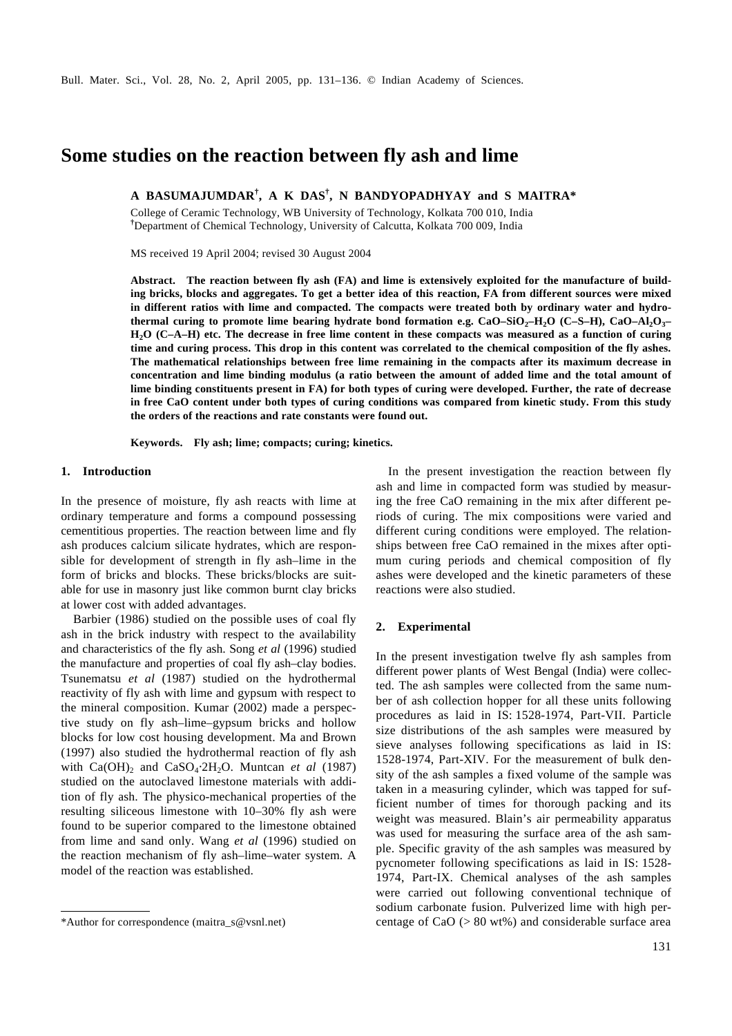# Some studies on the reaction between fly ash and lime

**A BASUMAJUMDAR[†], A K DAS[†], N BANDYOPADHYAY and S MAITRA***

College of Ceramic Technology, WB University of Technology, Kolkata 700 010, India
[†]Department of Chemical Technology, University of Calcutta, Kolkata 700 009, India

MS received 19 April 2004; revised 30 August 2004

**Abstract. The reaction between fly ash (FA) and lime is extensively exploited for the manufacture of building bricks, blocks and aggregates. To get a better idea of this reaction, FA from different sources were mixed in different ratios with lime and compacted. The compacts were treated both by ordinary water and hydrothermal curing to promote lime bearing hydrate bond formation e.g. $CaO–SiO_2–H_2O$ (C–S–H), $CaO–Al_2O_3–H_2O$ (C–A–H) etc. The decrease in free lime content in these compacts was measured as a function of curing time and curing process. This drop in this content was correlated to the chemical composition of the fly ashes. The mathematical relationships between free lime remaining in the compacts after its maximum decrease in concentration and lime binding modulus (a ratio between the amount of added lime and the total amount of lime binding constituents present in FA) for both types of curing were developed. Further, the rate of decrease in free CaO content under both types of curing conditions was compared from kinetic study. From this study the orders of the reactions and rate constants were found out.**

**Keywords.** Fly ash; lime; compacts; curing; kinetics.

## 1. Introduction

In the presence of moisture, fly ash reacts with lime at ordinary temperature and forms a compound possessing cementitious properties. The reaction between lime and fly ash produces calcium silicate hydrates, which are responsible for development of strength in fly ash–lime in the form of bricks and blocks. These bricks/blocks are suitable for use in masonry just like common burnt clay bricks at lower cost with added advantages.

Barbier (1986) studied on the possible uses of coal fly ash in the brick industry with respect to the availability and characteristics of the fly ash. Song *et al* (1996) studied the manufacture and properties of coal fly ash–clay bodies. Tsunematsu *et al* (1987) studied on the hydrothermal reactivity of fly ash with lime and gypsum with respect to the mineral composition. Kumar (2002) made a perspective study on fly ash–lime–gypsum bricks and hollow blocks for low cost housing development. Ma and Brown (1997) also studied the hydrothermal reaction of fly ash with $Ca(OH)_2$ and $CaSO_4{\cdot}2H_2O$. Muntcan *et al* (1987) studied on the autoclaved limestone materials with addition of fly ash. The physico-mechanical properties of the resulting siliceous limestone with 10–30% fly ash were found to be superior compared to the limestone obtained from lime and sand only. Wang *et al* (1996) studied on the reaction mechanism of fly ash–lime–water system. A model of the reaction was established.

In the present investigation the reaction between fly ash and lime in compacted form was studied by measuring the free CaO remaining in the mix after different periods of curing. The mix compositions were varied and different curing conditions were employed. The relationships between free CaO remained in the mixes after optimum curing periods and chemical composition of fly ashes were developed and the kinetic parameters of these reactions were also studied.

## 2. Experimental

In the present investigation twelve fly ash samples from different power plants of West Bengal (India) were collected. The ash samples were collected from the same number of ash collection hopper for all these units following procedures as laid in IS: 1528-1974, Part-VII. Particle size distributions of the ash samples were measured by sieve analyses following specifications as laid in IS: 1528-1974, Part-XIV. For the measurement of bulk density of the ash samples a fixed volume of the sample was taken in a measuring cylinder, which was tapped for sufficient number of times for thorough packing and its weight was measured. Blain's air permeability apparatus was used for measuring the surface area of the ash sample. Specific gravity of the ash samples was measured by pycnometer following specifications as laid in IS: 1528-1974, Part-IX. Chemical analyses of the ash samples were carried out following conventional technique of sodium carbonate fusion. Pulverized lime with high percentage of CaO (> 80 wt%) and considerable surface area

*Author for correspondence (maitra_s@vsnl.net)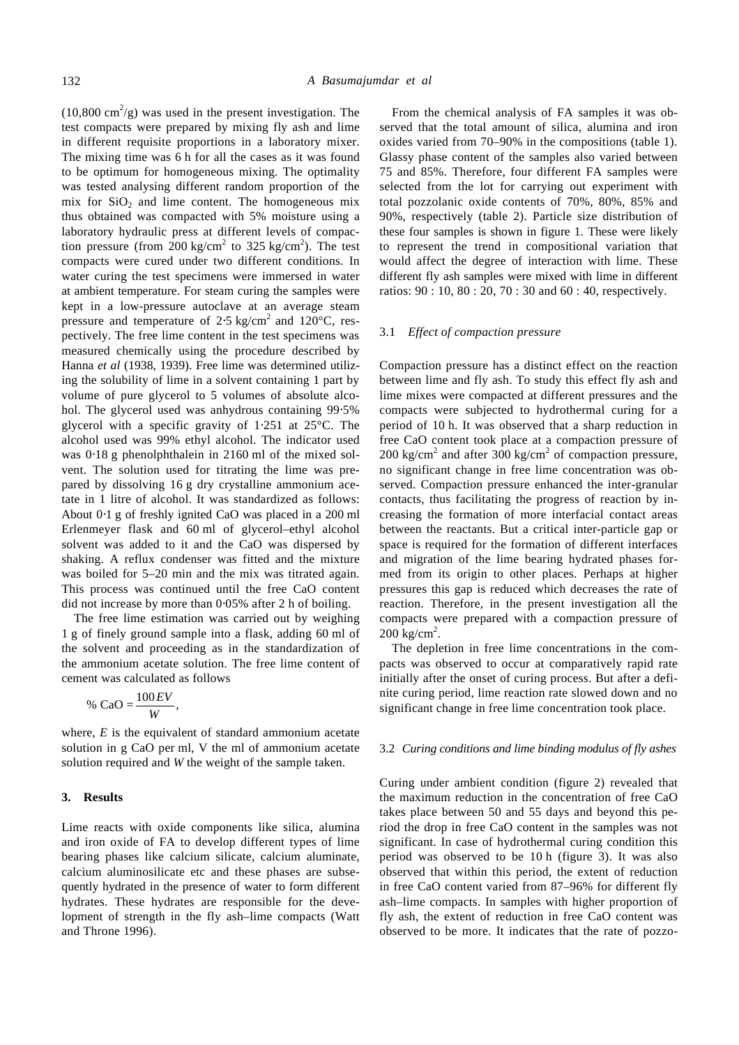(10,800 $cm^2/g$) was used in the present investigation. The test compacts were prepared by mixing fly ash and lime in different requisite proportions in a laboratory mixer. The mixing time was 6 h for all the cases as it was found to be optimum for homogeneous mixing. The optimality was tested analysing different random proportion of the mix for $SiO_2$ and lime content. The homogeneous mix thus obtained was compacted with 5% moisture using a laboratory hydraulic press at different levels of compaction pressure (from 200 $kg/cm^2$ to 325 $kg/cm^2$). The test compacts were cured under two different conditions. In water curing the test specimens were immersed in water at ambient temperature. For steam curing the samples were kept in a low-pressure autoclave at an average steam pressure and temperature of 2·5 $kg/cm^2$ and 120°C, respectively. The free lime content in the test specimens was measured chemically using the procedure described by Hanna *et al* (1938, 1939). Free lime was determined utilizing the solubility of lime in a solvent containing 1 part by volume of pure glycerol to 5 volumes of absolute alcohol. The glycerol used was anhydrous containing 99·5% glycerol with a specific gravity of 1·251 at 25°C. The alcohol used was 99% ethyl alcohol. The indicator used was 0·18 g phenolphthalein in 2160 ml of the mixed solvent. The solution used for titrating the lime was prepared by dissolving 16 g dry crystalline ammonium acetate in 1 litre of alcohol. It was standardized as follows: About 0·1 g of freshly ignited CaO was placed in a 200 ml Erlenmeyer flask and 60 ml of glycerol–ethyl alcohol solvent was added to it and the CaO was dispersed by shaking. A reflux condenser was fitted and the mixture was boiled for 5–20 min and the mix was titrated again. This process was continued until the free CaO content did not increase by more than 0·05% after 2 h of boiling.

The free lime estimation was carried out by weighing 1 g of finely ground sample into a flask, adding 60 ml of the solvent and proceeding as in the standardization of the ammonium acetate solution. The free lime content of cement was calculated as follows

$$\% \text{ CaO} = \frac{100EV}{W},$$

where, $E$ is the equivalent of standard ammonium acetate solution in g CaO per ml, V the ml of ammonium acetate solution required and $W$ the weight of the sample taken.

## 3. Results

Lime reacts with oxide components like silica, alumina and iron oxide of FA to develop different types of lime bearing phases like calcium silicate, calcium aluminate, calcium aluminosilicate etc and these phases are subsequently hydrated in the presence of water to form different hydrates. These hydrates are responsible for the development of strength in the fly ash–lime compacts (Watt and Throne 1996).

From the chemical analysis of FA samples it was observed that the total amount of silica, alumina and iron oxides varied from 70–90% in the compositions (table 1). Glassy phase content of the samples also varied between 75 and 85%. Therefore, four different FA samples were selected from the lot for carrying out experiment with total pozzolanic oxide contents of 70%, 80%, 85% and 90%, respectively (table 2). Particle size distribution of these four samples is shown in figure 1. These were likely to represent the trend in compositional variation that would affect the degree of interaction with lime. These different fly ash samples were mixed with lime in different ratios: 90 : 10, 80 : 20, 70 : 30 and 60 : 40, respectively.

### 3.1 *Effect of compaction pressure*

Compaction pressure has a distinct effect on the reaction between lime and fly ash. To study this effect fly ash and lime mixes were compacted at different pressures and the compacts were subjected to hydrothermal curing for a period of 10 h. It was observed that a sharp reduction in free CaO content took place at a compaction pressure of 200 $kg/cm^2$ and after 300 $kg/cm^2$ of compaction pressure, no significant change in free lime concentration was observed. Compaction pressure enhanced the inter-granular contacts, thus facilitating the progress of reaction by increasing the formation of more interfacial contact areas between the reactants. But a critical inter-particle gap or space is required for the formation of different interfaces and migration of the lime bearing hydrated phases formed from its origin to other places. Perhaps at higher pressures this gap is reduced which decreases the rate of reaction. Therefore, in the present investigation all the compacts were prepared with a compaction pressure of 200 $kg/cm^2$.

The depletion in free lime concentrations in the compacts was observed to occur at comparatively rapid rate initially after the onset of curing process. But after a definite curing period, lime reaction rate slowed down and no significant change in free lime concentration took place.

### 3.2 *Curing conditions and lime binding modulus of fly ashes*

Curing under ambient condition (figure 2) revealed that the maximum reduction in the concentration of free CaO takes place between 50 and 55 days and beyond this period the drop in free CaO content in the samples was not significant. In case of hydrothermal curing condition this period was observed to be 10 h (figure 3). It was also observed that within this period, the extent of reduction in free CaO content varied from 87–96% for different fly ash–lime compacts. In samples with higher proportion of fly ash, the extent of reduction in free CaO content was observed to be more. It indicates that the rate of pozzo-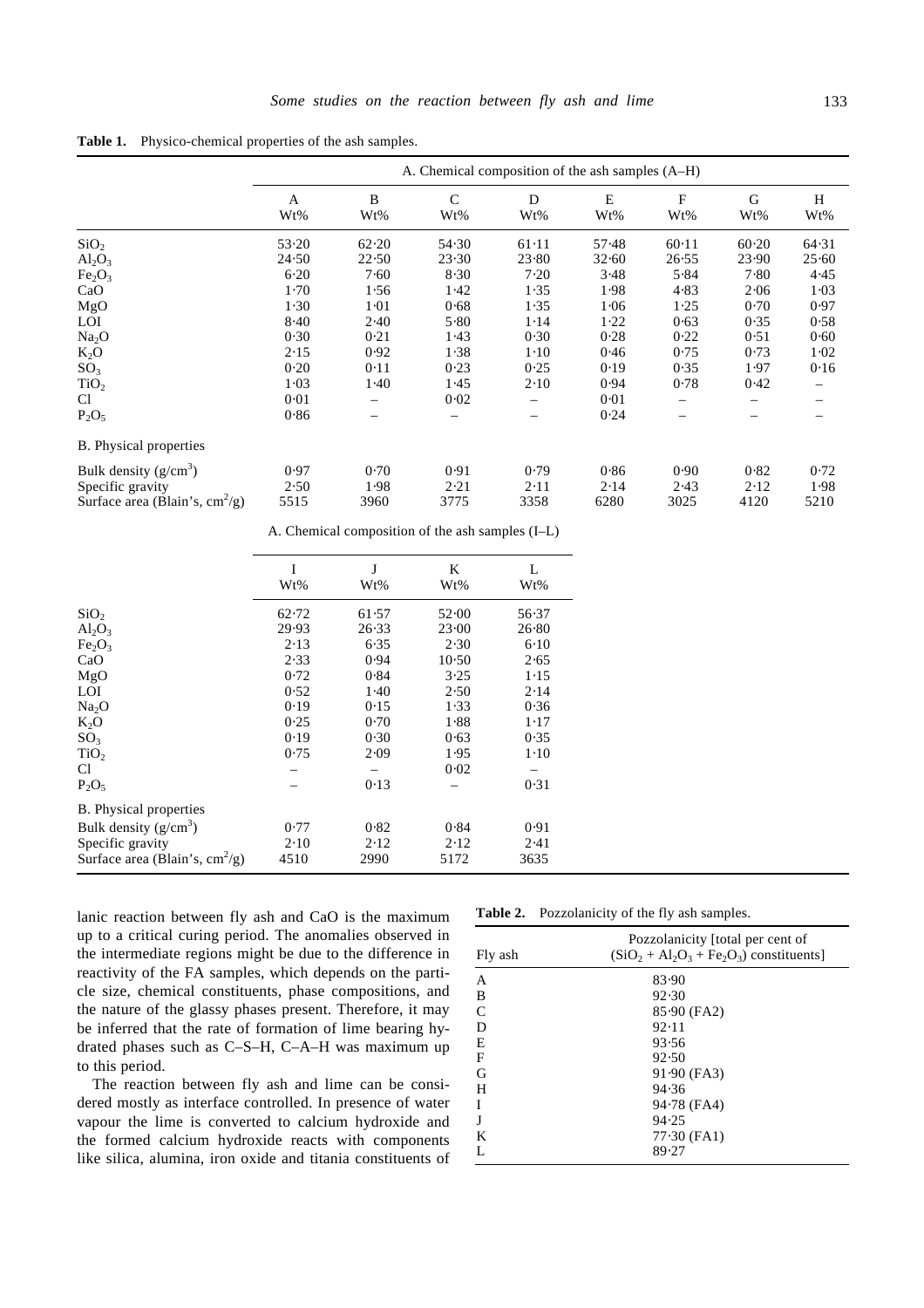**Table 1.** Physico-chemical properties of the ash samples.

| | A. Chemical composition of the ash samples (A–H) | | | | | | | |
|---|---|---|---|---|---|---|---|---|
| | A Wt% | B Wt% | C Wt% | D Wt% | E Wt% | F Wt% | G Wt% | H Wt% |
| $SiO_2$ | 53·20 | 62·20 | 54·30 | 61·11 | 57·48 | 60·11 | 60·20 | 64·31 |
| $Al_2O_3$ | 24·50 | 22·50 | 23·30 | 23·80 | 32·60 | 26·55 | 23·90 | 25·60 |
| $Fe_2O_3$ | 6·20 | 7·60 | 8·30 | 7·20 | 3·48 | 5·84 | 7·80 | 4·45 |
| CaO | 1·70 | 1·56 | 1·42 | 1·35 | 1·98 | 4·83 | 2·06 | 1·03 |
| MgO | 1·30 | 1·01 | 0·68 | 1·35 | 1·06 | 1·25 | 0·70 | 0·97 |
| LOI | 8·40 | 2·40 | 5·80 | 1·14 | 1·22 | 0·63 | 0·35 | 0·58 |
| $Na_2O$ | 0·30 | 0·21 | 1·43 | 0·30 | 0·28 | 0·22 | 0·51 | 0·60 |
| $K_2O$ | 2·15 | 0·92 | 1·38 | 1·10 | 0·46 | 0·75 | 0·73 | 1·02 |
| $SO_3$ | 0·20 | 0·11 | 0·23 | 0·25 | 0·19 | 0·35 | 1·97 | 0·16 |
| $TiO_2$ | 1·03 | 1·40 | 1·45 | 2·10 | 0·94 | 0·78 | 0·42 | – |
| Cl | 0·01 | – | 0·02 | – | 0·01 | – | – | – |
| $P_2O_5$ | 0·86 | – | – | – | 0·24 | – | – | – |
| B. Physical properties | | | | | | | | |
| Bulk density ($g/cm^3$) | 0·97 | 0·70 | 0·91 | 0·79 | 0·86 | 0·90 | 0·82 | 0·72 |
| Specific gravity | 2·50 | 1·98 | 2·21 | 2·11 | 2·14 | 2·43 | 2·12 | 1·98 |
| Surface area (Blain's, $cm^2/g$) | 5515 | 3960 | 3775 | 3358 | 6280 | 3025 | 4120 | 5210 |

| | A. Chemical composition of the ash samples (I–L) | | | |
|---|---|---|---|---|
| | I Wt% | J Wt% | K Wt% | L Wt% |
| $SiO_2$ | 62·72 | 61·57 | 52·00 | 56·37 |
| $Al_2O_3$ | 29·93 | 26·33 | 23·00 | 26·80 |
| $Fe_2O_3$ | 2·13 | 6·35 | 2·30 | 6·10 |
| CaO | 2·33 | 0·94 | 10·50 | 2·65 |
| MgO | 0·72 | 0·84 | 3·25 | 1·15 |
| LOI | 0·52 | 1·40 | 2·50 | 2·14 |
| $Na_2O$ | 0·19 | 0·15 | 1·33 | 0·36 |
| $K_2O$ | 0·25 | 0·70 | 1·88 | 1·17 |
| $SO_3$ | 0·19 | 0·30 | 0·63 | 0·35 |
| $TiO_2$ | 0·75 | 2·09 | 1·95 | 1·10 |
| Cl | – | – | 0·02 | – |
| $P_2O_5$ | – | 0·13 | – | 0·31 |
| B. Physical properties | | | | |
| Bulk density ($g/cm^3$) | 0·77 | 0·82 | 0·84 | 0·91 |
| Specific gravity | 2·10 | 2·12 | 2·12 | 2·41 |
| Surface area (Blain's, $cm^2/g$) | 4510 | 2990 | 5172 | 3635 |

lanic reaction between fly ash and CaO is the maximum up to a critical curing period. The anomalies observed in the intermediate regions might be due to the difference in reactivity of the FA samples, which depends on the particle size, chemical constituents, phase compositions, and the nature of the glassy phases present. Therefore, it may be inferred that the rate of formation of lime bearing hydrated phases such as C–S–H, C–A–H was maximum up to this period.

The reaction between fly ash and lime can be considered mostly as interface controlled. In presence of water vapour the lime is converted to calcium hydroxide and the formed calcium hydroxide reacts with components like silica, alumina, iron oxide and titania constituents of

**Table 2.** Pozzolanicity of the fly ash samples.

| Fly ash | Pozzolanicity [total per cent of ($SiO_2$ + $Al_2O_3$ + $Fe_2O_3$) constituents] |
|---|---|
| A | 83·90 |
| B | 92·30 |
| C | 85·90 (FA2) |
| D | 92·11 |
| E | 93·56 |
| F | 92·50 |
| G | 91·90 (FA3) |
| H | 94·36 |
| I | 94·78 (FA4) |
| J | 94·25 |
| K | 77·30 (FA1) |
| L | 89·27 |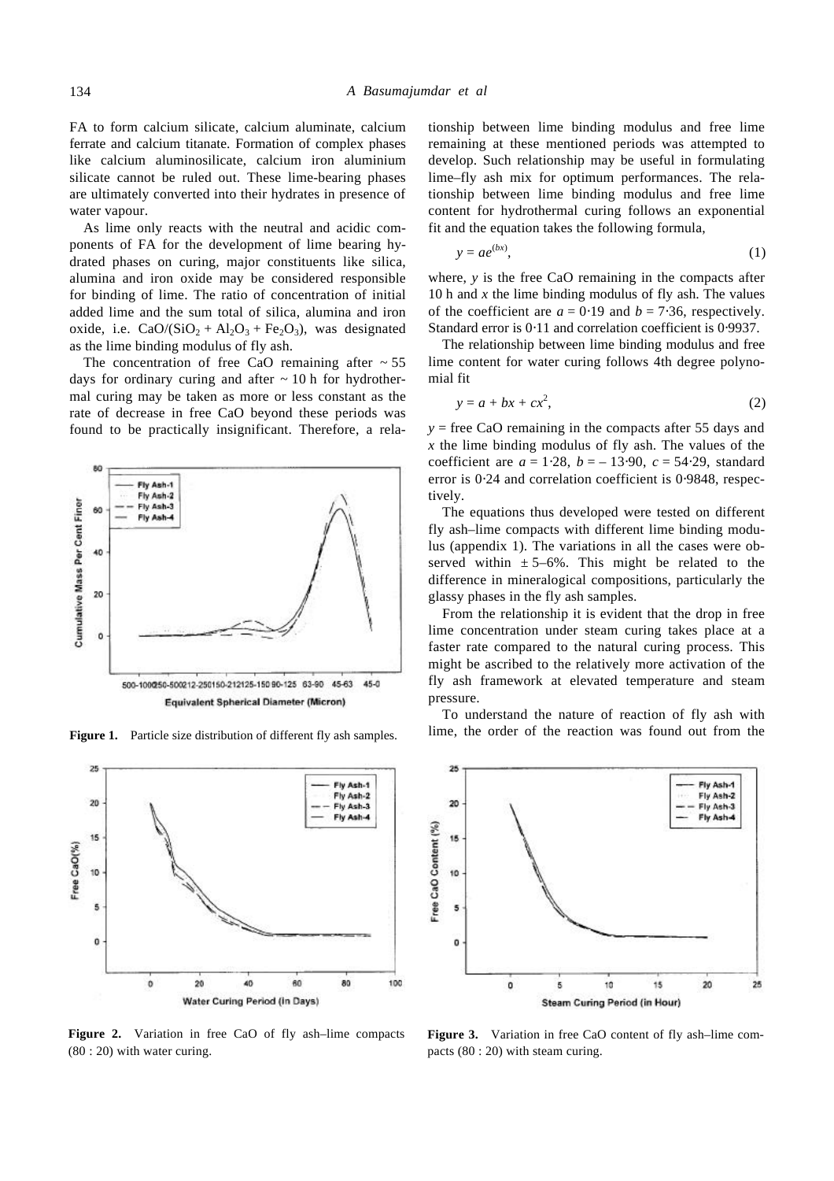FA to form calcium silicate, calcium aluminate, calcium ferrate and calcium titanate. Formation of complex phases like calcium aluminosilicate, calcium iron aluminium silicate cannot be ruled out. These lime-bearing phases are ultimately converted into their hydrates in presence of water vapour.

As lime only reacts with the neutral and acidic components of FA for the development of lime bearing hydrated phases on curing, major constituents like silica, alumina and iron oxide may be considered responsible for binding of lime. The ratio of concentration of initial added lime and the sum total of silica, alumina and iron oxide, i.e. $CaO/(SiO_2 + Al_2O_3 + Fe_2O_3)$, was designated as the lime binding modulus of fly ash.

The concentration of free CaO remaining after ~ 55 days for ordinary curing and after ~ 10 h for hydrothermal curing may be taken as more or less constant as the rate of decrease in free CaO beyond these periods was found to be practically insignificant. Therefore, a relationship between lime binding modulus and free lime remaining at these mentioned periods was attempted to develop. Such relationship may be useful in formulating lime–fly ash mix for optimum performances. The relationship between lime binding modulus and free lime content for hydrothermal curing follows an exponential fit and the equation takes the following formula,

$$y = ae^{(bx)}, \tag{1}$$

where, $y$ is the free CaO remaining in the compacts after 10 h and $x$ the lime binding modulus of fly ash. The values of the coefficient are $a = 0{\cdot}19$ and $b = 7{\cdot}36$, respectively. Standard error is 0·11 and correlation coefficient is 0·9937.

The relationship between lime binding modulus and free lime content for water curing follows 4th degree polynomial fit

$$y = a + bx + cx^2, \tag{2}$$

$y$ = free CaO remaining in the compacts after 55 days and $x$ the lime binding modulus of fly ash. The values of the coefficient are $a = 1{\cdot}28$, $b = -13{\cdot}90$, $c = 54{\cdot}29$, standard error is 0·24 and correlation coefficient is 0·9848, respectively.

The equations thus developed were tested on different fly ash–lime compacts with different lime binding modulus (appendix 1). The variations in all the cases were observed within ± 5–6%. This might be related to the difference in mineralogical compositions, particularly the glassy phases in the fly ash samples.

From the relationship it is evident that the drop in free lime concentration under steam curing takes place at a faster rate compared to the natural curing process. This might be ascribed to the relatively more activation of the fly ash framework at elevated temperature and steam pressure.

To understand the nature of reaction of fly ash with lime, the order of the reaction was found out from the

**Figure 1.** Particle size distribution of different fly ash samples.

**Figure 2.** Variation in free CaO of fly ash–lime compacts (80 : 20) with water curing.

**Figure 3.** Variation in free CaO content of fly ash–lime compacts (80 : 20) with steam curing.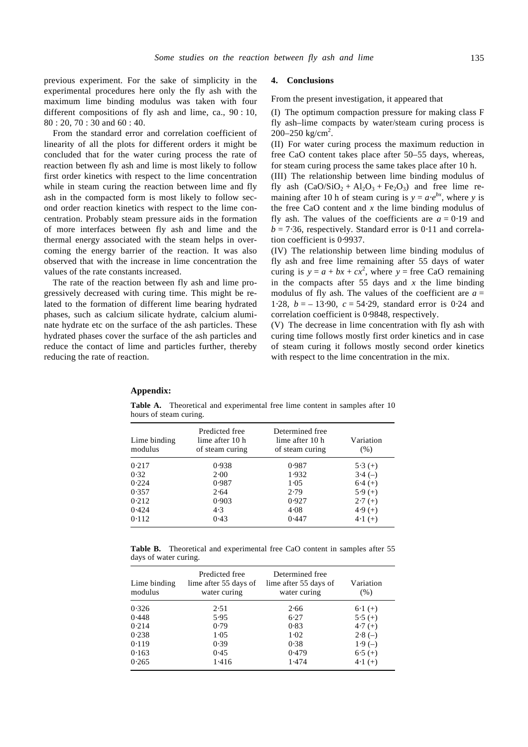previous experiment. For the sake of simplicity in the experimental procedures here only the fly ash with the maximum lime binding modulus was taken with four different compositions of fly ash and lime, ca., 90 : 10, 80 : 20, 70 : 30 and 60 : 40.

From the standard error and correlation coefficient of linearity of all the plots for different orders it might be concluded that for the water curing process the rate of reaction between fly ash and lime is most likely to follow first order kinetics with respect to the lime concentration while in steam curing the reaction between lime and fly ash in the compacted form is most likely to follow second order reaction kinetics with respect to the lime concentration. Probably steam pressure aids in the formation of more interfaces between fly ash and lime and the thermal energy associated with the steam helps in overcoming the energy barrier of the reaction. It was also observed that with the increase in lime concentration the values of the rate constants increased.

The rate of the reaction between fly ash and lime progressively decreased with curing time. This might be related to the formation of different lime bearing hydrated phases, such as calcium silicate hydrate, calcium aluminate hydrate etc on the surface of the ash particles. These hydrated phases cover the surface of the ash particles and reduce the contact of lime and particles further, thereby reducing the rate of reaction.

## 4. Conclusions

From the present investigation, it appeared that

(I) The optimum compaction pressure for making class F fly ash–lime compacts by water/steam curing process is 200–250 kg/cm$^2$.

(II) For water curing process the maximum reduction in free CaO content takes place after 50–55 days, whereas, for steam curing process the same takes place after 10 h.

(III) The relationship between lime binding modulus of fly ash ($CaO/SiO_2 + Al_2O_3 + Fe_2O_3$) and free lime remaining after 10 h of steam curing is $y = a{\cdot}e^{bx}$, where $y$ is the free CaO content and $x$ the lime binding modulus of fly ash. The values of the coefficients are $a = 0{\cdot}19$ and $b = 7{\cdot}36$, respectively. Standard error is 0·11 and correlation coefficient is 0·9937.

(IV) The relationship between lime binding modulus of fly ash and free lime remaining after 55 days of water curing is $y = a + bx + cx^2$, where $y$ = free CaO remaining in the compacts after 55 days and $x$ the lime binding modulus of fly ash. The values of the coefficient are $a$ = 1·28, $b$ = – 13·90, $c$ = 54·29, standard error is 0·24 and correlation coefficient is 0·9848, respectively.

(V) The decrease in lime concentration with fly ash with curing time follows mostly first order kinetics and in case of steam curing it follows mostly second order kinetics with respect to the lime concentration in the mix.

**Appendix:**

**Table A.** Theoretical and experimental free lime content in samples after 10 hours of steam curing.

| Lime binding modulus | Predicted free lime after 10 h of steam curing | Determined free lime after 10 h of steam curing | Variation (%) |
|---|---|---|---|
| 0·217 | 0·938 | 0·987 | 5·3 (+) |
| 0·32 | 2·00 | 1·932 | 3·4 (–) |
| 0·224 | 0·987 | 1·05 | 6·4 (+) |
| 0·357 | 2·64 | 2·79 | 5·9 (+) |
| 0·212 | 0·903 | 0·927 | 2·7 (+) |
| 0·424 | 4·3 | 4·08 | 4·9 (+) |
| 0·112 | 0·43 | 0·447 | 4·1 (+) |

**Table B.** Theoretical and experimental free CaO content in samples after 55 days of water curing.

| Lime binding modulus | Predicted free lime after 55 days of water curing | Determined free lime after 55 days of water curing | Variation (%) |
|---|---|---|---|
| 0·326 | 2·51 | 2·66 | 6·1 (+) |
| 0·448 | 5·95 | 6·27 | 5·5 (+) |
| 0·214 | 0·79 | 0·83 | 4·7 (+) |
| 0·238 | 1·05 | 1·02 | 2·8 (–) |
| 0·119 | 0·39 | 0·38 | 1·9 (–) |
| 0·163 | 0·45 | 0·479 | 6·5 (+) |
| 0·265 | 1·416 | 1·474 | 4·1 (+) |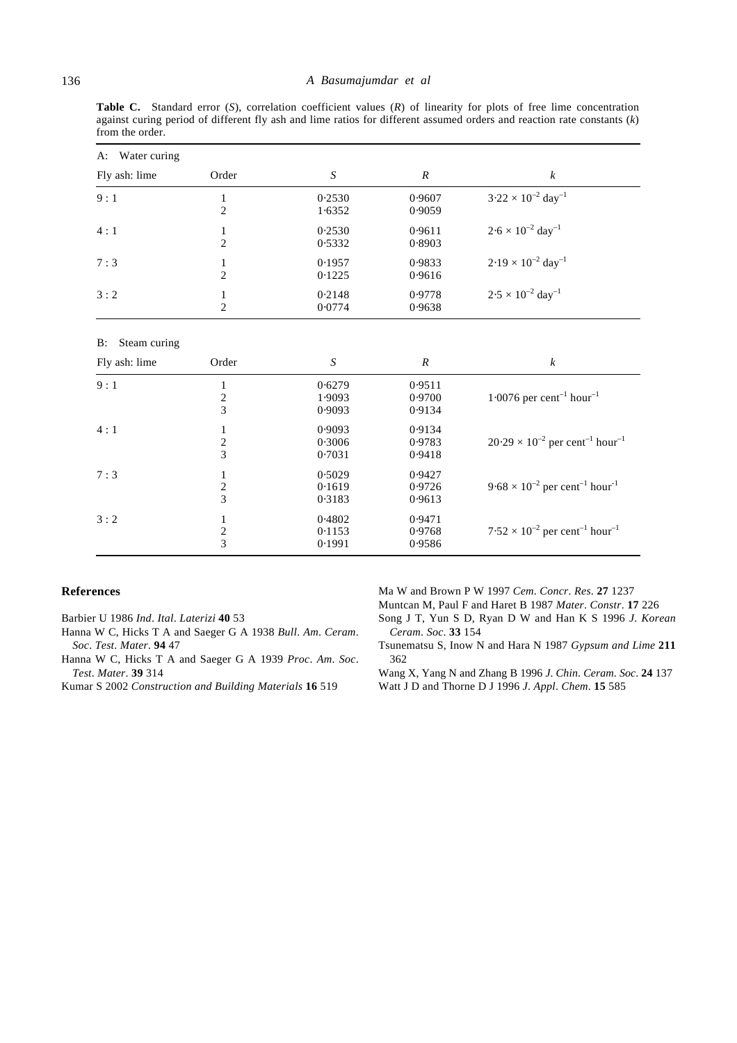**Table C.** Standard error ($S$), correlation coefficient values ($R$) of linearity for plots of free lime concentration against curing period of different fly ash and lime ratios for different assumed orders and reaction rate constants ($k$) from the order.

A: Water curing

| Fly ash: lime | Order | $S$ | $R$ | $k$ |
|---|---|---|---|---|
| 9 : 1 | 1 | 0·2530 | 0·9607 | $3{\cdot}22 \times 10^{-2}$ day$^{-1}$ |
| | 2 | 1·6352 | 0·9059 | |
| 4 : 1 | 1 | 0·2530 | 0·9611 | $2{\cdot}6 \times 10^{-2}$ day$^{-1}$ |
| | 2 | 0·5332 | 0·8903 | |
| 7 : 3 | 1 | 0·1957 | 0·9833 | $2{\cdot}19 \times 10^{-2}$ day$^{-1}$ |
| | 2 | 0·1225 | 0·9616 | |
| 3 : 2 | 1 | 0·2148 | 0·9778 | $2{\cdot}5 \times 10^{-2}$ day$^{-1}$ |
| | 2 | 0·0774 | 0·9638 | |

B: Steam curing

| Fly ash: lime | Order | $S$ | $R$ | $k$ |
|---|---|---|---|---|
| 9 : 1 | 1 | 0·6279 | 0·9511 | |
| | 2 | 1·9093 | 0·9700 | 1·0076 per cent$^{-1}$ hour$^{-1}$ |
| | 3 | 0·9093 | 0·9134 | |
| 4 : 1 | 1 | 0·9093 | 0·9134 | |
| | 2 | 0·3006 | 0·9783 | $20{\cdot}29 \times 10^{-2}$ per cent$^{-1}$ hour$^{-1}$ |
| | 3 | 0·7031 | 0·9418 | |
| 7 : 3 | 1 | 0·5029 | 0·9427 | |
| | 2 | 0·1619 | 0·9726 | $9{\cdot}68 \times 10^{-2}$ per cent$^{-1}$ hour$^{-1}$ |
| | 3 | 0·3183 | 0·9613 | |
| 3 : 2 | 1 | 0·4802 | 0·9471 | |
| | 2 | 0·1153 | 0·9768 | $7{\cdot}52 \times 10^{-2}$ per cent$^{-1}$ hour$^{-1}$ |
| | 3 | 0·1991 | 0·9586 | |

## References

Barbier U 1986 *Ind. Ital. Laterizi* **40** 53

Hanna W C, Hicks T A and Saeger G A 1938 *Bull. Am. Ceram. Soc. Test. Mater.* **94** 47

Hanna W C, Hicks T A and Saeger G A 1939 *Proc. Am. Soc. Test. Mater.* **39** 314

Kumar S 2002 *Construction and Building Materials* **16** 519

Ma W and Brown P W 1997 *Cem. Concr. Res.* **27** 1237

Muntcan M, Paul F and Haret B 1987 *Mater. Constr.* **17** 226

Song J T, Yun S D, Ryan D W and Han K S 1996 *J. Korean Ceram. Soc.* **33** 154

Tsunematsu S, Inow N and Hara N 1987 *Gypsum and Lime* **211** 362

Wang X, Yang N and Zhang B 1996 *J. Chin. Ceram. Soc.* **24** 137

Watt J D and Thorne D J 1996 *J. Appl. Chem.* **15** 585